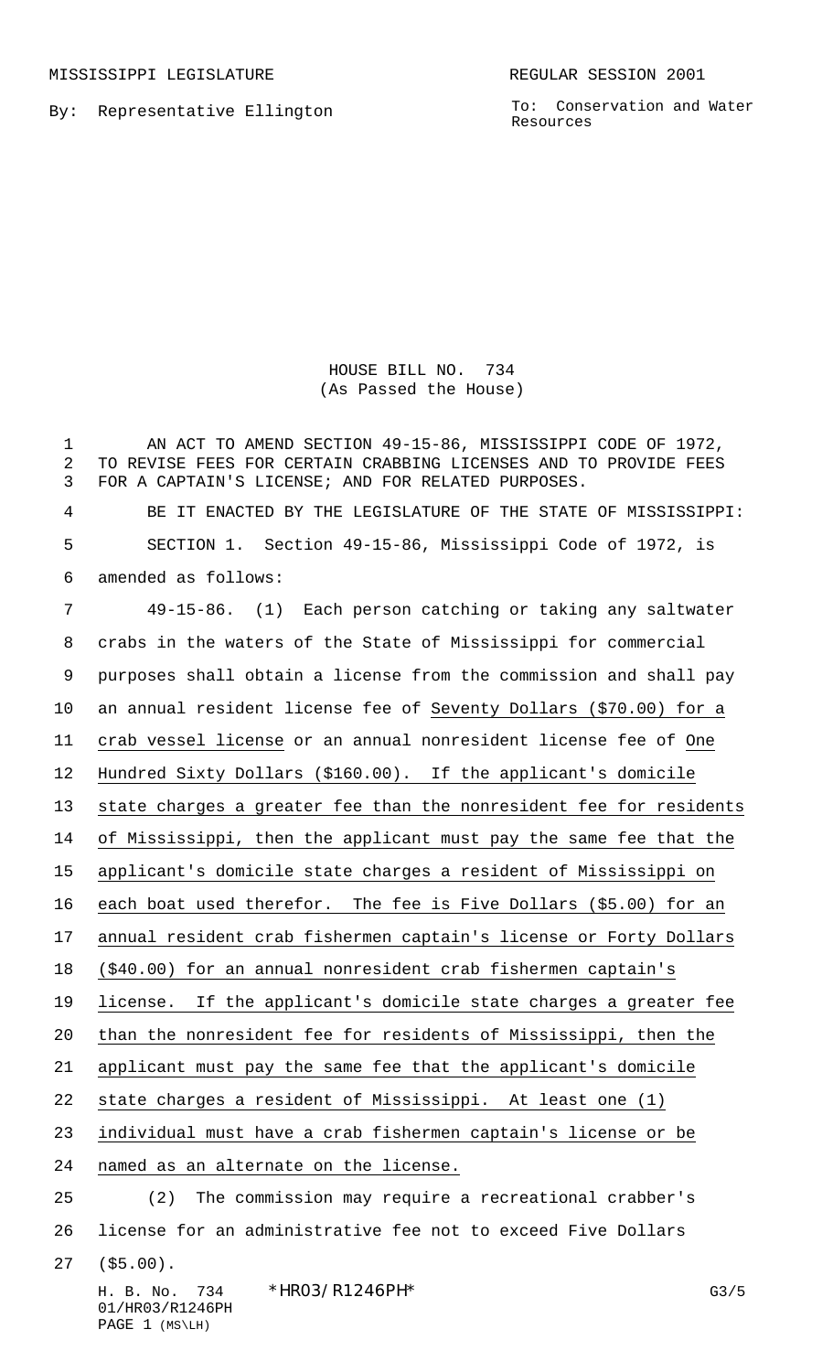MISSISSIPPI LEGISLATURE　　　　　　　　　　　　　　　　REGULAR SESSION 2001

By: Representative Ellington

To: Conservation and Water Resources

# HOUSE BILL NO. 734
(As Passed the House)

AN ACT TO AMEND SECTION 49-15-86, MISSISSIPPI CODE OF 1972, TO REVISE FEES FOR CERTAIN CRABBING LICENSES AND TO PROVIDE FEES FOR A CAPTAIN'S LICENSE; AND FOR RELATED PURPOSES.

BE IT ENACTED BY THE LEGISLATURE OF THE STATE OF MISSISSIPPI:

SECTION 1. Section 49-15-86, Mississippi Code of 1972, is amended as follows:

49-15-86. (1) Each person catching or taking any saltwater crabs in the waters of the State of Mississippi for commercial purposes shall obtain a license from the commission and shall pay an annual resident license fee of Seventy Dollars ($70.00) for a crab vessel license or an annual nonresident license fee of One Hundred Sixty Dollars ($160.00). If the applicant's domicile state charges a greater fee than the nonresident fee for residents of Mississippi, then the applicant must pay the same fee that the applicant's domicile state charges a resident of Mississippi on each boat used therefor. The fee is Five Dollars ($5.00) for an annual resident crab fishermen captain's license or Forty Dollars ($40.00) for an annual nonresident crab fishermen captain's license. If the applicant's domicile state charges a greater fee than the nonresident fee for residents of Mississippi, then the applicant must pay the same fee that the applicant's domicile state charges a resident of Mississippi. At least one (1) individual must have a crab fishermen captain's license or be named as an alternate on the license.

(2) The commission may require a recreational crabber's license for an administrative fee not to exceed Five Dollars ($5.00).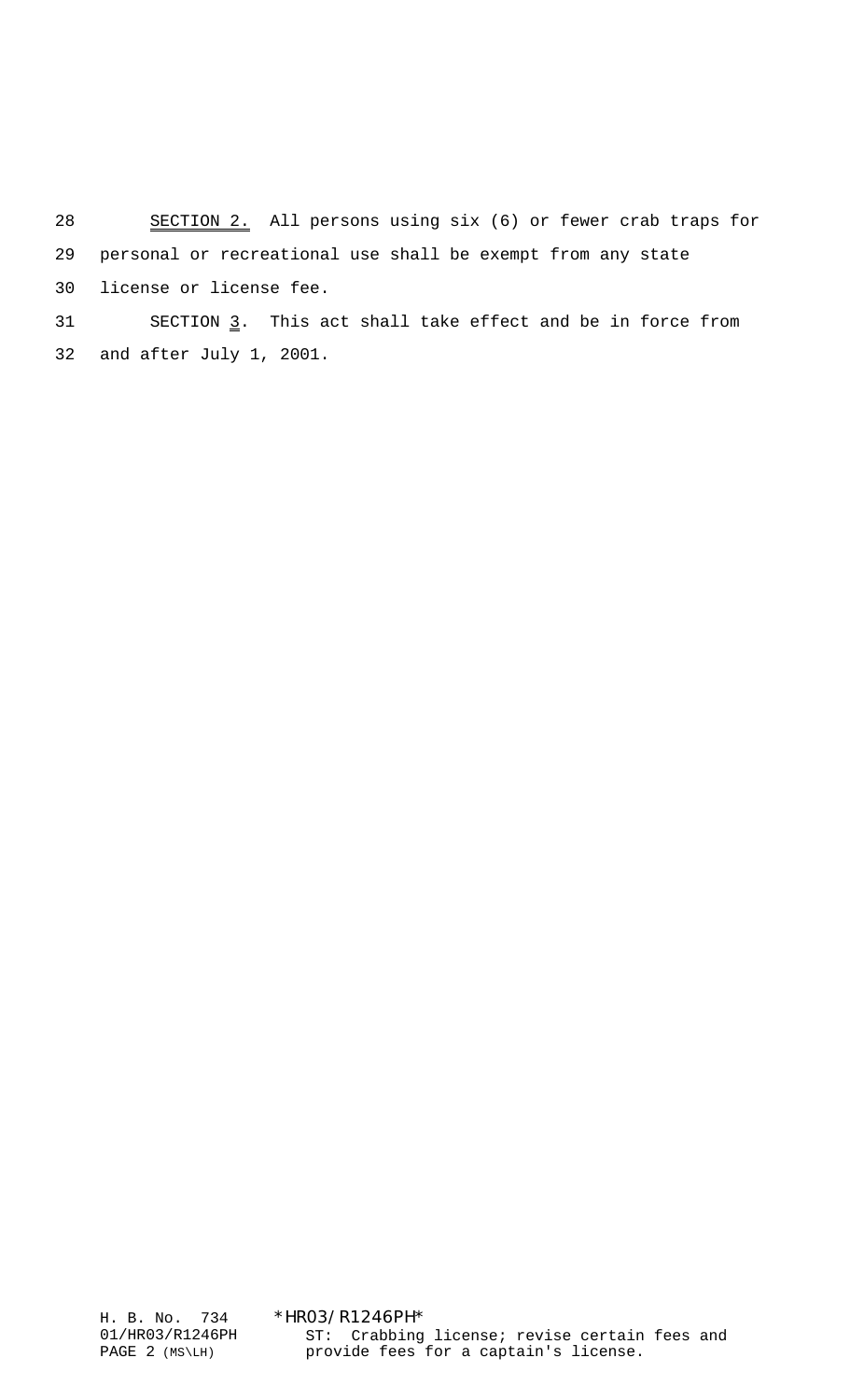SECTION 2. All persons using six (6) or fewer crab traps for personal or recreational use shall be exempt from any state license or license fee.

SECTION 3. This act shall take effect and be in force from and after July 1, 2001.